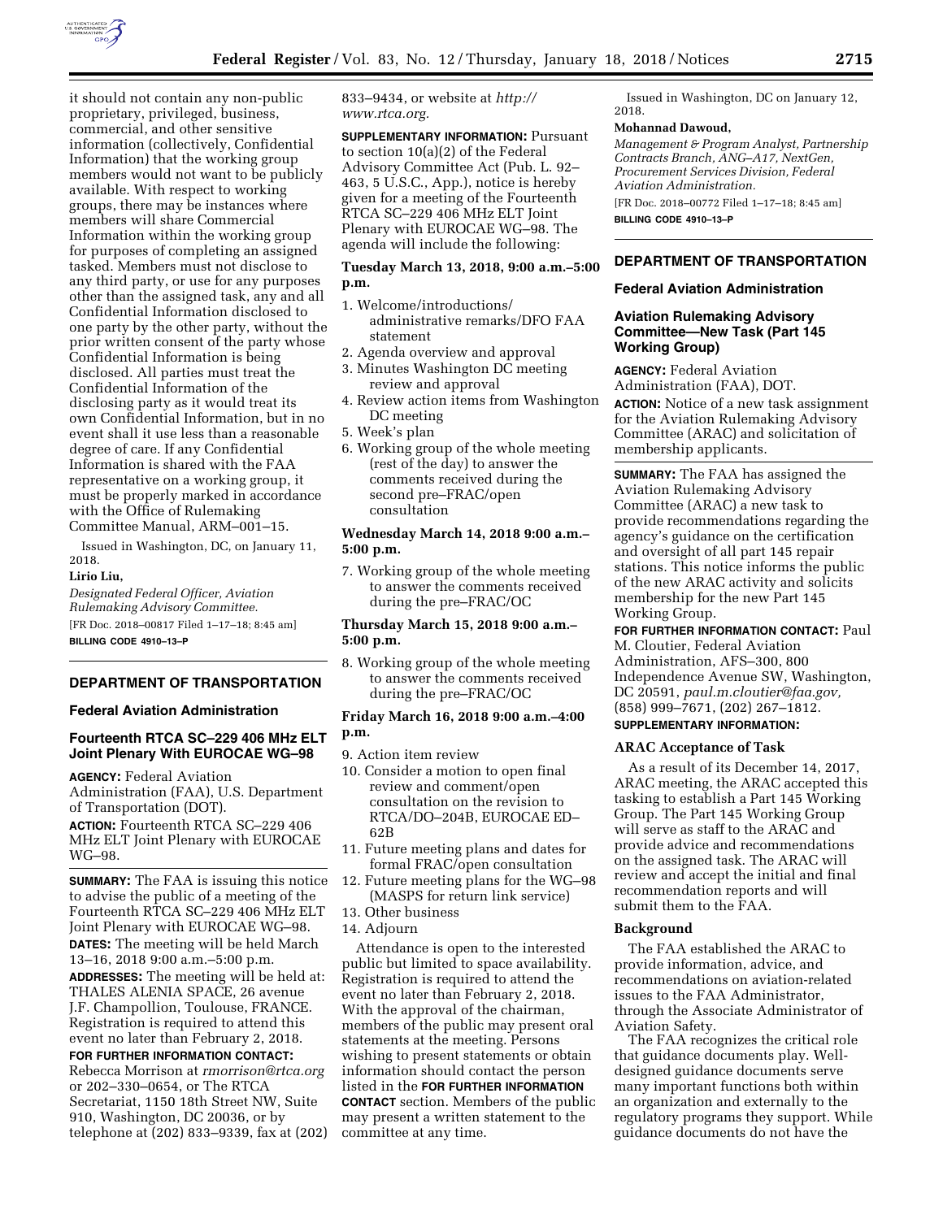it should not contain any non-public proprietary, privileged, business, commercial, and other sensitive information (collectively, Confidential Information) that the working group members would not want to be publicly available. With respect to working groups, there may be instances where members will share Commercial Information within the working group for purposes of completing an assigned tasked. Members must not disclose to any third party, or use for any purposes other than the assigned task, any and all Confidential Information disclosed to one party by the other party, without the prior written consent of the party whose Confidential Information is being disclosed. All parties must treat the Confidential Information of the disclosing party as it would treat its own Confidential Information, but in no event shall it use less than a reasonable degree of care. If any Confidential Information is shared with the FAA representative on a working group, it must be properly marked in accordance with the Office of Rulemaking Committee Manual, ARM–001–15.

Issued in Washington, DC, on January 11, 2018.

**Lirio Liu,**

*Designated Federal Officer, Aviation Rulemaking Advisory Committee.*

[FR Doc. 2018–00817 Filed 1–17–18; 8:45 am]

**BILLING CODE 4910–13–P**

## DEPARTMENT OF TRANSPORTATION

### Federal Aviation Administration

### Fourteenth RTCA SC–229 406 MHz ELT Joint Plenary With EUROCAE WG–98

**AGENCY:** Federal Aviation Administration (FAA), U.S. Department of Transportation (DOT).

**ACTION:** Fourteenth RTCA SC–229 406 MHz ELT Joint Plenary with EUROCAE WG–98.

**SUMMARY:** The FAA is issuing this notice to advise the public of a meeting of the Fourteenth RTCA SC–229 406 MHz ELT Joint Plenary with EUROCAE WG–98.

**DATES:** The meeting will be held March 13–16, 2018 9:00 a.m.–5:00 p.m.

**ADDRESSES:** The meeting will be held at: THALES ALENIA SPACE, 26 avenue J.F. Champollion, Toulouse, FRANCE. Registration is required to attend this event no later than February 2, 2018.

**FOR FURTHER INFORMATION CONTACT:** Rebecca Morrison at *rmorrison@rtca.org* or 202–330–0654, or The RTCA Secretariat, 1150 18th Street NW, Suite 910, Washington, DC 20036, or by telephone at (202) 833–9339, fax at (202) 833–9434, or website at *http://www.rtca.org.*

**SUPPLEMENTARY INFORMATION:** Pursuant to section 10(a)(2) of the Federal Advisory Committee Act (Pub. L. 92–463, 5 U.S.C., App.), notice is hereby given for a meeting of the Fourteenth RTCA SC–229 406 MHz ELT Joint Plenary with EUROCAE WG–98. The agenda will include the following:

**Tuesday March 13, 2018, 9:00 a.m.–5:00 p.m.**

1. Welcome/introductions/ administrative remarks/DFO FAA statement
2. Agenda overview and approval
3. Minutes Washington DC meeting review and approval
4. Review action items from Washington DC meeting
5. Week's plan
6. Working group of the whole meeting (rest of the day) to answer the comments received during the second pre–FRAC/open consultation

**Wednesday March 14, 2018 9:00 a.m.–5:00 p.m.**

7. Working group of the whole meeting to answer the comments received during the pre–FRAC/OC

**Thursday March 15, 2018 9:00 a.m.–5:00 p.m.**

8. Working group of the whole meeting to answer the comments received during the pre–FRAC/OC

**Friday March 16, 2018 9:00 a.m.–4:00 p.m.**

9. Action item review
10. Consider a motion to open final review and comment/open consultation on the revision to RTCA/DO–204B, EUROCAE ED–62B
11. Future meeting plans and dates for formal FRAC/open consultation
12. Future meeting plans for the WG–98 (MASPS for return link service)
13. Other business
14. Adjourn

Attendance is open to the interested public but limited to space availability. Registration is required to attend the event no later than February 2, 2018. With the approval of the chairman, members of the public may present oral statements at the meeting. Persons wishing to present statements or obtain information should contact the person listed in the **FOR FURTHER INFORMATION CONTACT** section. Members of the public may present a written statement to the committee at any time.

Issued in Washington, DC on January 12, 2018.

**Mohannad Dawoud,**

*Management & Program Analyst, Partnership Contracts Branch, ANG–A17, NextGen, Procurement Services Division, Federal Aviation Administration.*

[FR Doc. 2018–00772 Filed 1–17–18; 8:45 am]

**BILLING CODE 4910–13–P**

## DEPARTMENT OF TRANSPORTATION

### Federal Aviation Administration

### Aviation Rulemaking Advisory Committee—New Task (Part 145 Working Group)

**AGENCY:** Federal Aviation Administration (FAA), DOT.

**ACTION:** Notice of a new task assignment for the Aviation Rulemaking Advisory Committee (ARAC) and solicitation of membership applicants.

**SUMMARY:** The FAA has assigned the Aviation Rulemaking Advisory Committee (ARAC) a new task to provide recommendations regarding the agency's guidance on the certification and oversight of all part 145 repair stations. This notice informs the public of the new ARAC activity and solicits membership for the new Part 145 Working Group.

**FOR FURTHER INFORMATION CONTACT:** Paul M. Cloutier, Federal Aviation Administration, AFS–300, 800 Independence Avenue SW, Washington, DC 20591, *paul.m.cloutier@faa.gov,* (858) 999–7671, (202) 267–1812.

**SUPPLEMENTARY INFORMATION:**

#### ARAC Acceptance of Task

As a result of its December 14, 2017, ARAC meeting, the ARAC accepted this tasking to establish a Part 145 Working Group. The Part 145 Working Group will serve as staff to the ARAC and provide advice and recommendations on the assigned task. The ARAC will review and accept the initial and final recommendation reports and will submit them to the FAA.

#### Background

The FAA established the ARAC to provide information, advice, and recommendations on aviation-related issues to the FAA Administrator, through the Associate Administrator of Aviation Safety.

The FAA recognizes the critical role that guidance documents play. Well-designed guidance documents serve many important functions both within an organization and externally to the regulatory programs they support. While guidance documents do not have the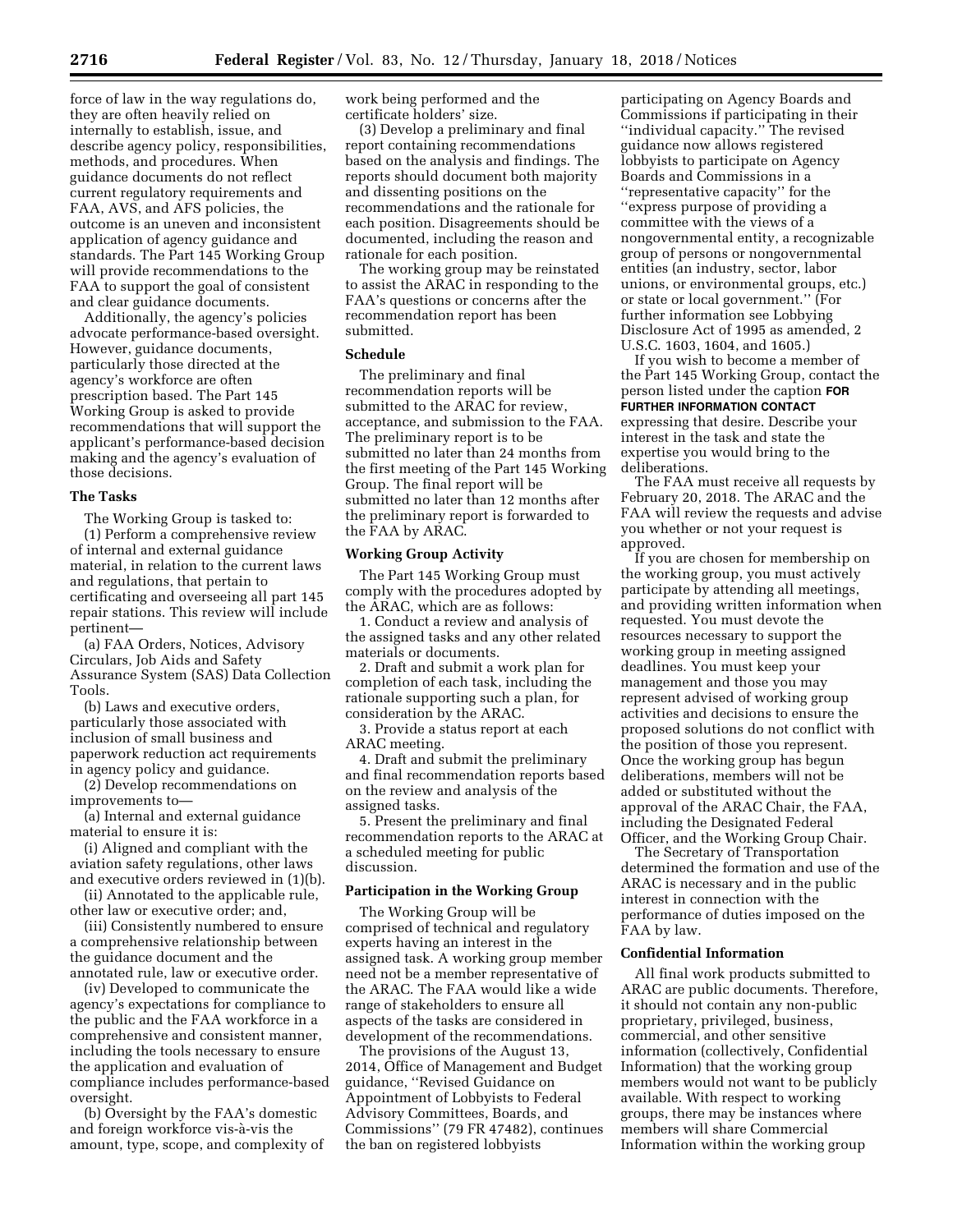force of law in the way regulations do, they are often heavily relied on internally to establish, issue, and describe agency policy, responsibilities, methods, and procedures. When guidance documents do not reflect current regulatory requirements and FAA, AVS, and AFS policies, the outcome is an uneven and inconsistent application of agency guidance and standards. The Part 145 Working Group will provide recommendations to the FAA to support the goal of consistent and clear guidance documents.

Additionally, the agency's policies advocate performance-based oversight. However, guidance documents, particularly those directed at the agency's workforce are often prescription based. The Part 145 Working Group is asked to provide recommendations that will support the applicant's performance-based decision making and the agency's evaluation of those decisions.

### The Tasks

The Working Group is tasked to:

(1) Perform a comprehensive review of internal and external guidance material, in relation to the current laws and regulations, that pertain to certificating and overseeing all part 145 repair stations. This review will include pertinent—

(a) FAA Orders, Notices, Advisory Circulars, Job Aids and Safety Assurance System (SAS) Data Collection Tools.

(b) Laws and executive orders, particularly those associated with inclusion of small business and paperwork reduction act requirements in agency policy and guidance.

(2) Develop recommendations on improvements to—

(a) Internal and external guidance material to ensure it is:

(i) Aligned and compliant with the aviation safety regulations, other laws and executive orders reviewed in (1)(b).

(ii) Annotated to the applicable rule, other law or executive order; and,

(iii) Consistently numbered to ensure a comprehensive relationship between the guidance document and the annotated rule, law or executive order.

(iv) Developed to communicate the agency's expectations for compliance to the public and the FAA workforce in a comprehensive and consistent manner, including the tools necessary to ensure the application and evaluation of compliance includes performance-based oversight.

(b) Oversight by the FAA's domestic and foreign workforce vis-à-vis the amount, type, scope, and complexity of work being performed and the certificate holders' size.

(3) Develop a preliminary and final report containing recommendations based on the analysis and findings. The reports should document both majority and dissenting positions on the recommendations and the rationale for each position. Disagreements should be documented, including the reason and rationale for each position.

The working group may be reinstated to assist the ARAC in responding to the FAA's questions or concerns after the recommendation report has been submitted.

### Schedule

The preliminary and final recommendation reports will be submitted to the ARAC for review, acceptance, and submission to the FAA. The preliminary report is to be submitted no later than 24 months from the first meeting of the Part 145 Working Group. The final report will be submitted no later than 12 months after the preliminary report is forwarded to the FAA by ARAC.

### Working Group Activity

The Part 145 Working Group must comply with the procedures adopted by the ARAC, which are as follows:

1. Conduct a review and analysis of the assigned tasks and any other related materials or documents.
2. Draft and submit a work plan for completion of each task, including the rationale supporting such a plan, for consideration by the ARAC.
3. Provide a status report at each ARAC meeting.
4. Draft and submit the preliminary and final recommendation reports based on the review and analysis of the assigned tasks.
5. Present the preliminary and final recommendation reports to the ARAC at a scheduled meeting for public discussion.

### Participation in the Working Group

The Working Group will be comprised of technical and regulatory experts having an interest in the assigned task. A working group member need not be a member representative of the ARAC. The FAA would like a wide range of stakeholders to ensure all aspects of the tasks are considered in development of the recommendations.

The provisions of the August 13, 2014, Office of Management and Budget guidance, "Revised Guidance on Appointment of Lobbyists to Federal Advisory Committees, Boards, and Commissions" (79 FR 47482), continues the ban on registered lobbyists participating on Agency Boards and Commissions if participating in their "individual capacity." The revised guidance now allows registered lobbyists to participate on Agency Boards and Commissions in a "representative capacity" for the "express purpose of providing a committee with the views of a nongovernmental entity, a recognizable group of persons or nongovernmental entities (an industry, sector, labor unions, or environmental groups, etc.) or state or local government." (For further information see Lobbying Disclosure Act of 1995 as amended, 2 U.S.C. 1603, 1604, and 1605.)

If you wish to become a member of the Part 145 Working Group, contact the person listed under the caption **FOR FURTHER INFORMATION CONTACT** expressing that desire. Describe your interest in the task and state the expertise you would bring to the deliberations.

The FAA must receive all requests by February 20, 2018. The ARAC and the FAA will review the requests and advise you whether or not your request is approved.

If you are chosen for membership on the working group, you must actively participate by attending all meetings, and providing written information when requested. You must devote the resources necessary to support the working group in meeting assigned deadlines. You must keep your management and those you may represent advised of working group activities and decisions to ensure the proposed solutions do not conflict with the position of those you represent. Once the working group has begun deliberations, members will not be added or substituted without the approval of the ARAC Chair, the FAA, including the Designated Federal Officer, and the Working Group Chair.

The Secretary of Transportation determined the formation and use of the ARAC is necessary and in the public interest in connection with the performance of duties imposed on the FAA by law.

### Confidential Information

All final work products submitted to ARAC are public documents. Therefore, it should not contain any non-public proprietary, privileged, business, commercial, and other sensitive information (collectively, Confidential Information) that the working group members would not want to be publicly available. With respect to working groups, there may be instances where members will share Commercial Information within the working group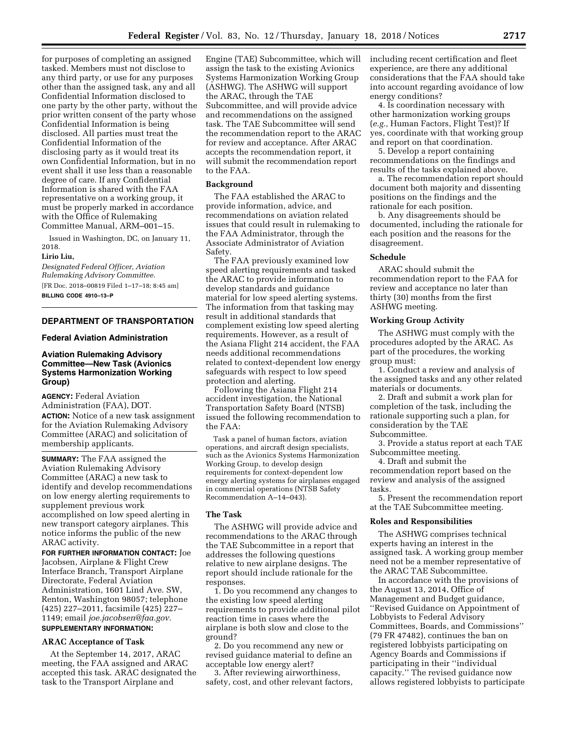for purposes of completing an assigned tasked. Members must not disclose to any third party, or use for any purposes other than the assigned task, any and all Confidential Information disclosed to one party by the other party, without the prior written consent of the party whose Confidential Information is being disclosed. All parties must treat the Confidential Information of the disclosing party as it would treat its own Confidential Information, but in no event shall it use less than a reasonable degree of care. If any Confidential Information is shared with the FAA representative on a working group, it must be properly marked in accordance with the Office of Rulemaking Committee Manual, ARM–001–15.

Issued in Washington, DC, on January 11, 2018.

**Lirio Liu,**

*Designated Federal Officer, Aviation Rulemaking Advisory Committee.*

[FR Doc. 2018–00819 Filed 1–17–18; 8:45 am]

**BILLING CODE 4910–13–P**

---

## DEPARTMENT OF TRANSPORTATION

### Federal Aviation Administration

### Aviation Rulemaking Advisory Committee—New Task (Avionics Systems Harmonization Working Group)

**AGENCY:** Federal Aviation Administration (FAA), DOT.

**ACTION:** Notice of a new task assignment for the Aviation Rulemaking Advisory Committee (ARAC) and solicitation of membership applicants.

**SUMMARY:** The FAA assigned the Aviation Rulemaking Advisory Committee (ARAC) a new task to identify and develop recommendations on low energy alerting requirements to supplement previous work accomplished on low speed alerting in new transport category airplanes. This notice informs the public of the new ARAC activity.

**FOR FURTHER INFORMATION CONTACT:** Joe Jacobsen, Airplane & Flight Crew Interface Branch, Transport Airplane Directorate, Federal Aviation Administration, 1601 Lind Ave. SW, Renton, Washington 98057; telephone (425) 227–2011, facsimile (425) 227–1149; email *joe.jacobsen@faa.gov.*

**SUPPLEMENTARY INFORMATION:**

#### ARAC Acceptance of Task

At the September 14, 2017, ARAC meeting, the FAA assigned and ARAC accepted this task. ARAC designated the task to the Transport Airplane and Engine (TAE) Subcommittee, which will assign the task to the existing Avionics Systems Harmonization Working Group (ASHWG). The ASHWG will support the ARAC, through the TAE Subcommittee, and will provide advice and recommendations on the assigned task. The TAE Subcommittee will send the recommendation report to the ARAC for review and acceptance. After ARAC accepts the recommendation report, it will submit the recommendation report to the FAA.

#### Background

The FAA established the ARAC to provide information, advice, and recommendations on aviation related issues that could result in rulemaking to the FAA Administrator, through the Associate Administrator of Aviation Safety.

The FAA previously examined low speed alerting requirements and tasked the ARAC to provide information to develop standards and guidance material for low speed alerting systems. The information from that tasking may result in additional standards that complement existing low speed alerting requirements. However, as a result of the Asiana Flight 214 accident, the FAA needs additional recommendations related to context-dependent low energy safeguards with respect to low speed protection and alerting.

Following the Asiana Flight 214 accident investigation, the National Transportation Safety Board (NTSB) issued the following recommendation to the FAA:

> Task a panel of human factors, aviation operations, and aircraft design specialists, such as the Avionics Systems Harmonization Working Group, to develop design requirements for context-dependent low energy alerting systems for airplanes engaged in commercial operations (NTSB Safety Recommendation A–14–043).

#### The Task

The ASHWG will provide advice and recommendations to the ARAC through the TAE Subcommittee in a report that addresses the following questions relative to new airplane designs. The report should include rationale for the responses.

1. Do you recommend any changes to the existing low speed alerting requirements to provide additional pilot reaction time in cases where the airplane is both slow and close to the ground?

2. Do you recommend any new or revised guidance material to define an acceptable low energy alert?

3. After reviewing airworthiness, safety, cost, and other relevant factors, including recent certification and fleet experience, are there any additional considerations that the FAA should take into account regarding avoidance of low energy conditions?

4. Is coordination necessary with other harmonization working groups (*e.g.,* Human Factors, Flight Test)? If yes, coordinate with that working group and report on that coordination.

5. Develop a report containing recommendations on the findings and results of the tasks explained above.

a. The recommendation report should document both majority and dissenting positions on the findings and the rationale for each position.

b. Any disagreements should be documented, including the rationale for each position and the reasons for the disagreement.

#### Schedule

ARAC should submit the recommendation report to the FAA for review and acceptance no later than thirty (30) months from the first ASHWG meeting.

#### Working Group Activity

The ASHWG must comply with the procedures adopted by the ARAC. As part of the procedures, the working group must:

1. Conduct a review and analysis of the assigned tasks and any other related materials or documents.

2. Draft and submit a work plan for completion of the task, including the rationale supporting such a plan, for consideration by the TAE Subcommittee.

3. Provide a status report at each TAE Subcommittee meeting.

4. Draft and submit the recommendation report based on the review and analysis of the assigned tasks.

5. Present the recommendation report at the TAE Subcommittee meeting.

#### Roles and Responsibilities

The ASHWG comprises technical experts having an interest in the assigned task. A working group member need not be a member representative of the ARAC TAE Subcommittee.

In accordance with the provisions of the August 13, 2014, Office of Management and Budget guidance, ''Revised Guidance on Appointment of Lobbyists to Federal Advisory Committees, Boards, and Commissions'' (79 FR 47482), continues the ban on registered lobbyists participating on Agency Boards and Commissions if participating in their ''individual capacity.'' The revised guidance now allows registered lobbyists to participate